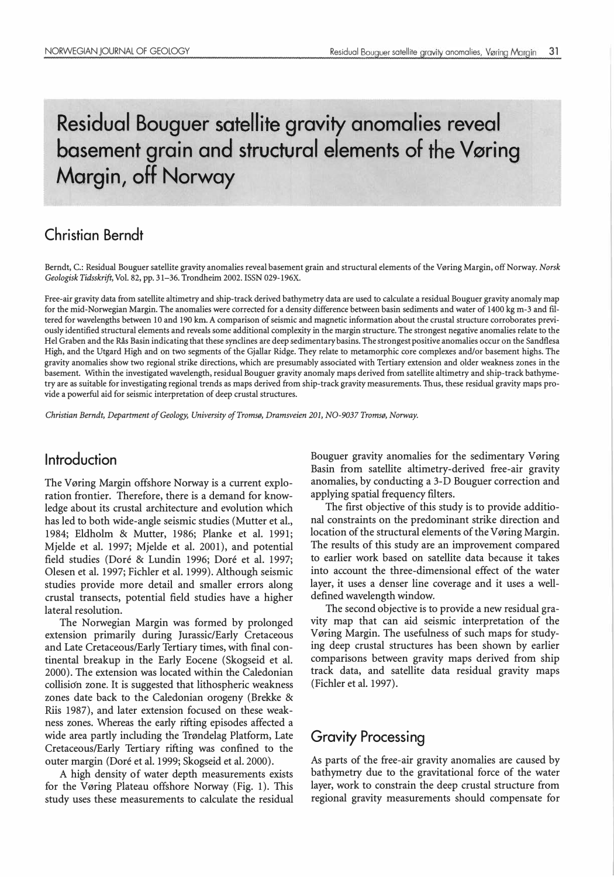# Residual Bouguer satellite gravity anomalies reveal basement grain and structural elements of the Vøring Margin, off Norway

## Christian Berndt

Berndt, C.: Residual Bouguer satellite gravity anomalies reveal basement grain and structural elements of the Vøring Margin, off Norway. *Norsk Geologisk Tidsskrift*, Vol. 82, pp. 31–36. Trondheim 2002. ISSN 029-196X.

Free-air gravity data from satellite altimetry and ship-track derived bathymetry data are used to calculate a residual Bouguer gravity anomaly map for the mid-Norwegian Margin. The anomalies were corrected for a density difference between basin sediments and water of 1400 kg m-3 and filtered for wavelengths between 10 and 190 km. A comparison of seismic and magnetic information about the crustal structure corroborates previously identified structural elements and reveals some additional complexity in the margin structure. The strongest negative anomalies relate to the Hel Graben and the Rås Basin indicating that these synclines are deep sedimentary basins. The strongest positive anomalies occur on the Sandflesa High, and the Utgard High and on two segments of the Gjallar Ridge. They relate to metamorphic core complexes and/or basement highs. The gravity anomalies show two regional strike directions, which are presumably associated with Tertiary extension and older weakness zones in the basement. Within the investigated wavelength, residual Bouguer gravity anomaly maps derived from satellite altimetry and ship-track bathymetry are as suitable for investigating regional trends as maps derived from ship-track gravity measurements. Thus, these residual gravity maps provide a powerful aid for seismic interpretation of deep crustal structures.

*Christian Berndt, Department of Geology, University of Tromsø, Dramsveien 201, NO-9037 Tromsø, Norway.*

## Introduction

The Vøring Margin offshore Norway is a current exploration frontier. Therefore, there is a demand for knowledge about its crustal architecture and evolution which has led to both wide-angle seismic studies (Mutter et al., 1984; Eldholm & Mutter, 1986; Planke et al. 1991; Mjelde et al. 1997; Mjelde et al. 2001), and potential field studies (Doré & Lundin 1996; Doré et al. 1997; Olesen et al. 1997; Fichler et al. 1999). Although seismic studies provide more detail and smaller errors along crustal transects, potential field studies have a higher lateral resolution.

The Norwegian Margin was formed by prolonged extension primarily during Jurassic/Early Cretaceous and Late Cretaceous/Early Tertiary times, with final continental breakup in the Early Eocene (Skogseid et al. 2000). The extension was located within the Caledonian collision zone. It is suggested that lithospheric weakness zones date back to the Caledonian orogeny (Brekke & Riis 1987), and later extension focused on these weakness zones. Whereas the early rifting episodes affected a wide area partly including the Trøndelag Platform, Late Cretaceous/Early Tertiary rifting was confined to the outer margin (Doré et al. 1999; Skogseid et al. 2000).

A high density of water depth measurements exists for the Vøring Plateau offshore Norway (Fig. 1). This study uses these measurements to calculate the residual Bouguer gravity anomalies for the sedimentary Vøring Basin from satellite altimetry-derived free-air gravity anomalies, by conducting a 3-D Bouguer correction and applying spatial frequency filters.

The first objective of this study is to provide additional constraints on the predominant strike direction and location of the structural elements of the Vøring Margin. The results of this study are an improvement compared to earlier work based on satellite data because it takes into account the three-dimensional effect of the water layer, it uses a denser line coverage and it uses a well-defined wavelength window.

The second objective is to provide a new residual gravity map that can aid seismic interpretation of the Vøring Margin. The usefulness of such maps for studying deep crustal structures has been shown by earlier comparisons between gravity maps derived from ship track data, and satellite data residual gravity maps (Fichler et al. 1997).

## Gravity Processing

As parts of the free-air gravity anomalies are caused by bathymetry due to the gravitational force of the water layer, work to constrain the deep crustal structure from regional gravity measurements should compensate for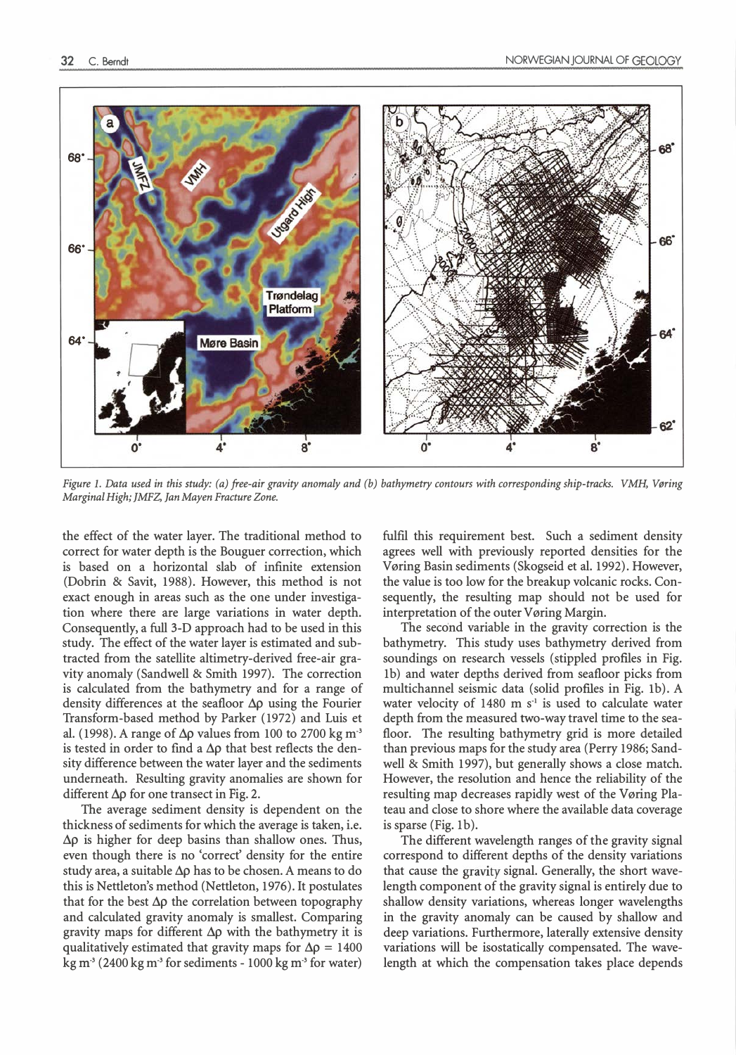Figure 1. Data used in this study: (a) free-air gravity anomaly and (b) bathymetry contours with corresponding ship-tracks. VMH, Vøring Marginal High; JMFZ, Jan Mayen Fracture Zone.

the effect of the water layer. The traditional method to correct for water depth is the Bouguer correction, which is based on a horizontal slab of infinite extension (Dobrin & Savit, 1988). However, this method is not exact enough in areas such as the one under investigation where there are large variations in water depth. Consequently, a full 3-D approach had to be used in this study. The effect of the water layer is estimated and subtracted from the satellite altimetry-derived free-air gravity anomaly (Sandwell & Smith 1997). The correction is calculated from the bathymetry and for a range of density differences at the seafloor $\Delta\rho$ using the Fourier Transform-based method by Parker (1972) and Luis et al. (1998). A range of $\Delta\rho$ values from 100 to 2700 kg m$^{-3}$ is tested in order to find a $\Delta\rho$ that best reflects the density difference between the water layer and the sediments underneath. Resulting gravity anomalies are shown for different $\Delta\rho$ for one transect in Fig. 2.

The average sediment density is dependent on the thickness of sediments for which the average is taken, i.e. $\Delta\rho$ is higher for deep basins than shallow ones. Thus, even though there is no 'correct' density for the entire study area, a suitable $\Delta\rho$ has to be chosen. A means to do this is Nettleton's method (Nettleton, 1976). It postulates that for the best $\Delta\rho$ the correlation between topography and calculated gravity anomaly is smallest. Comparing gravity maps for different $\Delta\rho$ with the bathymetry it is qualitatively estimated that gravity maps for $\Delta\rho$ = 1400 kg m$^{-3}$ (2400 kg m$^{-3}$ for sediments - 1000 kg m$^{-3}$ for water) fulfil this requirement best. Such a sediment density agrees well with previously reported densities for the Vøring Basin sediments (Skogseid et al. 1992). However, the value is too low for the breakup volcanic rocks. Consequently, the resulting map should not be used for interpretation of the outer Vøring Margin.

The second variable in the gravity correction is the bathymetry. This study uses bathymetry derived from soundings on research vessels (stippled profiles in Fig. 1b) and water depths derived from seafloor picks from multichannel seismic data (solid profiles in Fig. 1b). A water velocity of 1480 m s$^{-1}$ is used to calculate water depth from the measured two-way travel time to the seafloor. The resulting bathymetry grid is more detailed than previous maps for the study area (Perry 1986; Sandwell & Smith 1997), but generally shows a close match. However, the resolution and hence the reliability of the resulting map decreases rapidly west of the Vøring Plateau and close to shore where the available data coverage is sparse (Fig. 1b).

The different wavelength ranges of the gravity signal correspond to different depths of the density variations that cause the gravity signal. Generally, the short wavelength component of the gravity signal is entirely due to shallow density variations, whereas longer wavelengths in the gravity anomaly can be caused by shallow and deep variations. Furthermore, laterally extensive density variations will be isostatically compensated. The wavelength at which the compensation takes place depends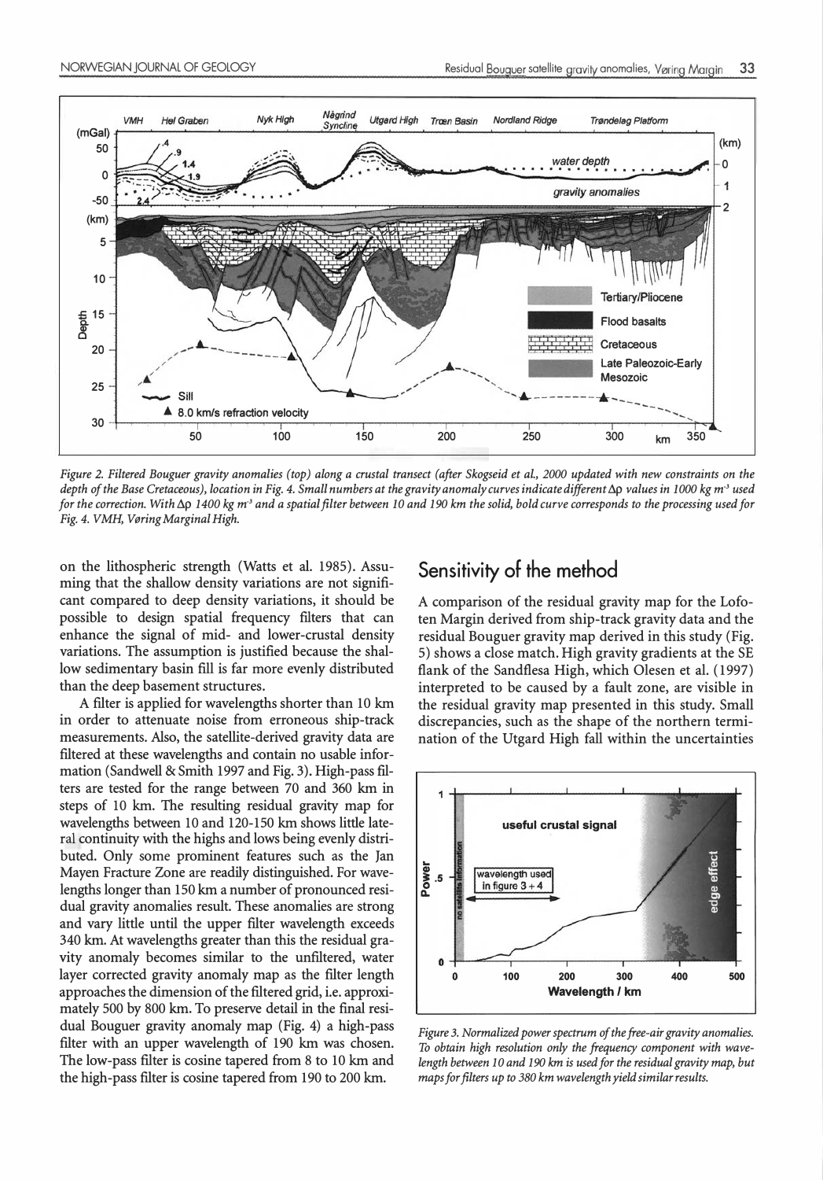Figure 2. Filtered Bouguer gravity anomalies (top) along a crustal transect (after Skogseid et al., 2000 updated with new constraints on the depth of the Base Cretaceous), location in Fig. 4. Small numbers at the gravity anomaly curves indicate different Δρ values in 1000 kg m$^{-3}$ used for the correction. With Δρ 1400 kg m$^{-3}$ and a spatial filter between 10 and 190 km the solid, bold curve corresponds to the processing used for Fig. 4. VMH, Vøring Marginal High.

on the lithospheric strength (Watts et al. 1985). Assuming that the shallow density variations are not significant compared to deep density variations, it should be possible to design spatial frequency filters that can enhance the signal of mid- and lower-crustal density variations. The assumption is justified because the shallow sedimentary basin fill is far more evenly distributed than the deep basement structures.

A filter is applied for wavelengths shorter than 10 km in order to attenuate noise from erroneous ship-track measurements. Also, the satellite-derived gravity data are filtered at these wavelengths and contain no usable information (Sandwell & Smith 1997 and Fig. 3). High-pass filters are tested for the range between 70 and 360 km in steps of 10 km. The resulting residual gravity map for wavelengths between 10 and 120-150 km shows little lateral continuity with the highs and lows being evenly distributed. Only some prominent features such as the Jan Mayen Fracture Zone are readily distinguished. For wavelengths longer than 150 km a number of pronounced residual gravity anomalies result. These anomalies are strong and vary little until the upper filter wavelength exceeds 340 km. At wavelengths greater than this the residual gravity anomaly becomes similar to the unfiltered, water layer corrected gravity anomaly map as the filter length approaches the dimension of the filtered grid, i.e. approximately 500 by 800 km. To preserve detail in the final residual Bouguer gravity anomaly map (Fig. 4) a high-pass filter with an upper wavelength of 190 km was chosen. The low-pass filter is cosine tapered from 8 to 10 km and the high-pass filter is cosine tapered from 190 to 200 km.

## Sensitivity of the method

A comparison of the residual gravity map for the Lofoten Margin derived from ship-track gravity data and the residual Bouguer gravity map derived in this study (Fig. 5) shows a close match. High gravity gradients at the SE flank of the Sandflesa High, which Olesen et al. (1997) interpreted to be caused by a fault zone, are visible in the residual gravity map presented in this study. Small discrepancies, such as the shape of the northern termination of the Utgard High fall within the uncertainties

Figure 3. Normalized power spectrum of the free-air gravity anomalies. To obtain high resolution only the frequency component with wavelength between 10 and 190 km is used for the residual gravity map, but maps for filters up to 380 km wavelength yield similar results.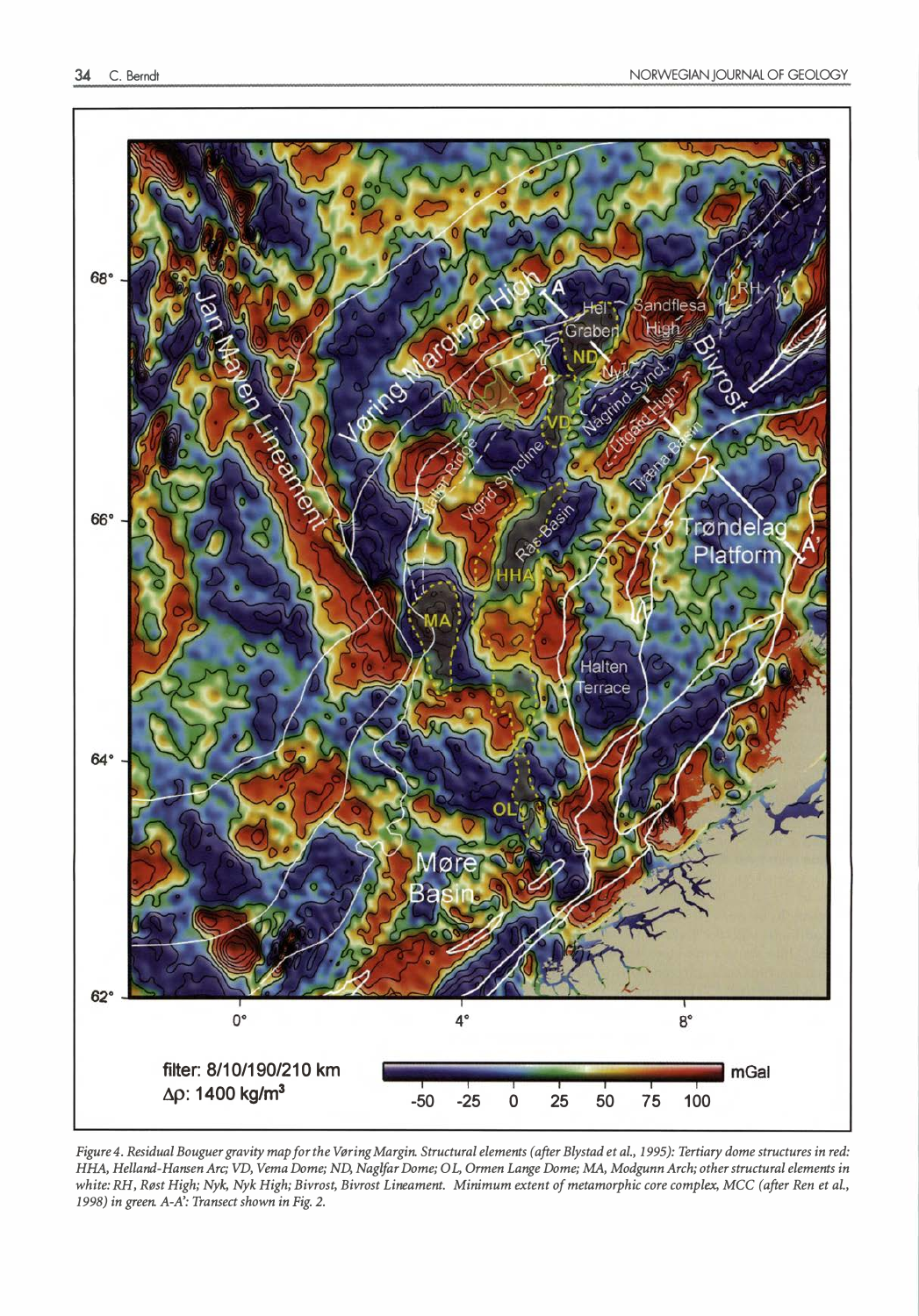*Figure 4. Residual Bouguer gravity map for the Vøring Margin. Structural elements (after Blystad et al., 1995): Tertiary dome structures in red: HHA, Helland-Hansen Arc; VD, Vema Dome; ND, Naglfar Dome; OL, Ormen Lange Dome; MA, Modgunn Arch; other structural elements in white: RH, Røst High; Nyk, Nyk High; Bivrost, Bivrost Lineament. Minimum extent of metamorphic core complex, MCC (after Ren et al., 1998) in green. A-A': Transect shown in Fig. 2.*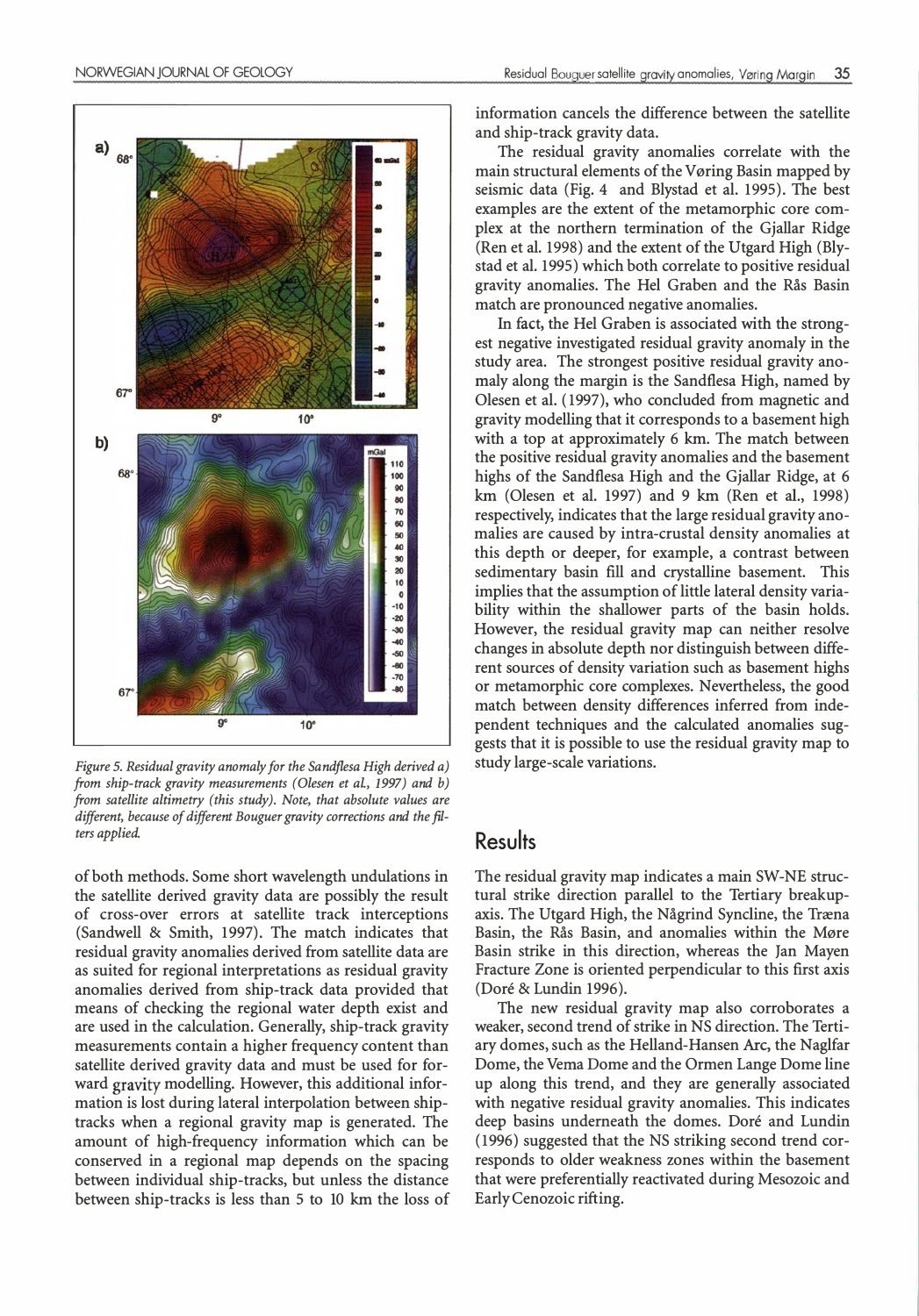Figure 5. Residual gravity anomaly for the Sandflesa High derived a) from ship-track gravity measurements (Olesen et al., 1997) and b) from satellite altimetry (this study). Note, that absolute values are different, because of different Bouguer gravity corrections and the filters applied.

of both methods. Some short wavelength undulations in the satellite derived gravity data are possibly the result of cross-over errors at satellite track interceptions (Sandwell & Smith, 1997). The match indicates that residual gravity anomalies derived from satellite data are as suited for regional interpretations as residual gravity anomalies derived from ship-track data provided that means of checking the regional water depth exist and are used in the calculation. Generally, ship-track gravity measurements contain a higher frequency content than satellite derived gravity data and must be used for forward gravity modelling. However, this additional information is lost during lateral interpolation between ship-tracks when a regional gravity map is generated. The amount of high-frequency information which can be conserved in a regional map depends on the spacing between individual ship-tracks, but unless the distance between ship-tracks is less than 5 to 10 km the loss of information cancels the difference between the satellite and ship-track gravity data.

The residual gravity anomalies correlate with the main structural elements of the Vøring Basin mapped by seismic data (Fig. 4 and Blystad et al. 1995). The best examples are the extent of the metamorphic core complex at the northern termination of the Gjallar Ridge (Ren et al. 1998) and the extent of the Utgard High (Blystad et al. 1995) which both correlate to positive residual gravity anomalies. The Hel Graben and the Rås Basin match are pronounced negative anomalies.

In fact, the Hel Graben is associated with the strongest negative investigated residual gravity anomaly in the study area. The strongest positive residual gravity anomaly along the margin is the Sandflesa High, named by Olesen et al. (1997), who concluded from magnetic and gravity modelling that it corresponds to a basement high with a top at approximately 6 km. The match between the positive residual gravity anomalies and the basement highs of the Sandflesa High and the Gjallar Ridge, at 6 km (Olesen et al. 1997) and 9 km (Ren et al., 1998) respectively, indicates that the large residual gravity anomalies are caused by intra-crustal density anomalies at this depth or deeper, for example, a contrast between sedimentary basin fill and crystalline basement. This implies that the assumption of little lateral density variability within the shallower parts of the basin holds. However, the residual gravity map can neither resolve changes in absolute depth nor distinguish between different sources of density variation such as basement highs or metamorphic core complexes. Nevertheless, the good match between density differences inferred from independent techniques and the calculated anomalies suggests that it is possible to use the residual gravity map to study large-scale variations.

## Results

The residual gravity map indicates a main SW-NE structural strike direction parallel to the Tertiary breakup-axis. The Utgard High, the Någrind Syncline, the Træna Basin, the Rås Basin, and anomalies within the Møre Basin strike in this direction, whereas the Jan Mayen Fracture Zone is oriented perpendicular to this first axis (Doré & Lundin 1996).

The new residual gravity map also corroborates a weaker, second trend of strike in NS direction. The Tertiary domes, such as the Helland-Hansen Arc, the Naglfar Dome, the Vema Dome and the Ormen Lange Dome line up along this trend, and they are generally associated with negative residual gravity anomalies. This indicates deep basins underneath the domes. Doré and Lundin (1996) suggested that the NS striking second trend corresponds to older weakness zones within the basement that were preferentially reactivated during Mesozoic and Early Cenozoic rifting.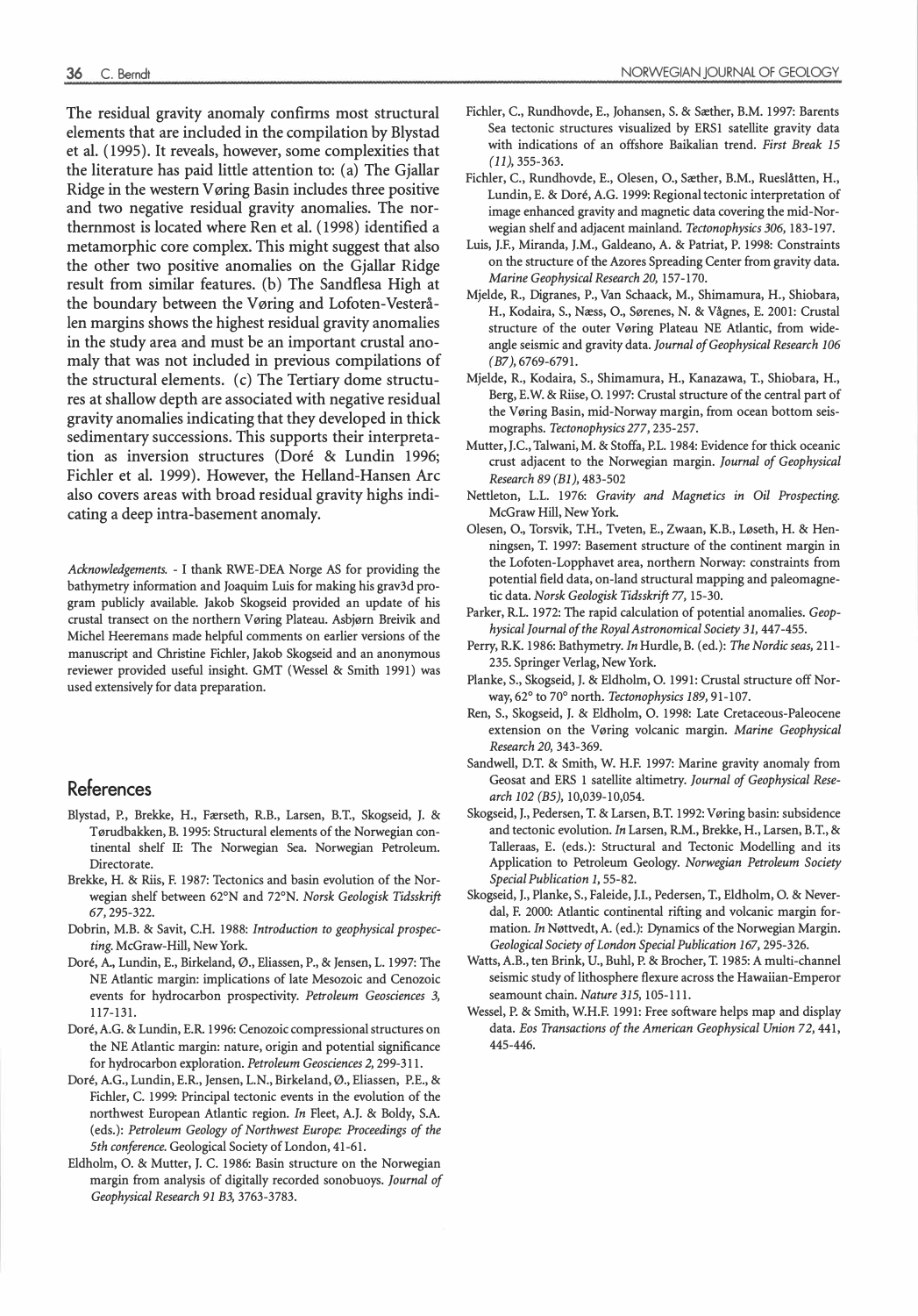The residual gravity anomaly confirms most structural elements that are included in the compilation by Blystad et al. (1995). It reveals, however, some complexities that the literature has paid little attention to: (a) The Gjallar Ridge in the western Vøring Basin includes three positive and two negative residual gravity anomalies. The northernmost is located where Ren et al. (1998) identified a metamorphic core complex. This might suggest that also the other two positive anomalies on the Gjallar Ridge result from similar features. (b) The Sandflesa High at the boundary between the Vøring and Lofoten-Vesterålen margins shows the highest residual gravity anomalies in the study area and must be an important crustal anomaly that was not included in previous compilations of the structural elements. (c) The Tertiary dome structures at shallow depth are associated with negative residual gravity anomalies indicating that they developed in thick sedimentary successions. This supports their interpretation as inversion structures (Doré & Lundin 1996; Fichler et al. 1999). However, the Helland-Hansen Arc also covers areas with broad residual gravity highs indicating a deep intra-basement anomaly.

*Acknowledgements.* - I thank RWE-DEA Norge AS for providing the bathymetry information and Joaquim Luis for making his grav3d program publicly available. Jakob Skogseid provided an update of his crustal transect on the northern Vøring Plateau. Asbjørn Breivik and Michel Heeremans made helpful comments on earlier versions of the manuscript and Christine Fichler, Jakob Skogseid and an anonymous reviewer provided useful insight. GMT (Wessel & Smith 1991) was used extensively for data preparation.

## References

Blystad, P., Brekke, H., Færseth, R.B., Larsen, B.T., Skogseid, J. & Tørudbakken, B. 1995: Structural elements of the Norwegian continental shelf II: The Norwegian Sea. Norwegian Petroleum. Directorate.

Brekke, H. & Riis, F. 1987: Tectonics and basin evolution of the Norwegian shelf between 62°N and 72°N. *Norsk Geologisk Tidsskrift 67*, 295-322.

Dobrin, M.B. & Savit, C.H. 1988: *Introduction to geophysical prospecting.* McGraw-Hill, New York.

Doré, A., Lundin, E., Birkeland, Ø., Eliassen, P., & Jensen, L. 1997: The NE Atlantic margin: implications of late Mesozoic and Cenozoic events for hydrocarbon prospectivity. *Petroleum Geosciences 3*, 117-131.

Doré, A.G. & Lundin, E.R. 1996: Cenozoic compressional structures on the NE Atlantic margin: nature, origin and potential significance for hydrocarbon exploration. *Petroleum Geosciences 2*, 299-311.

Doré, A.G., Lundin, E.R., Jensen, L.N., Birkeland, Ø., Eliassen, P.E., & Fichler, C. 1999: Principal tectonic events in the evolution of the northwest European Atlantic region. *In* Fleet, A.J. & Boldy, S.A. (eds.): *Petroleum Geology of Northwest Europe: Proceedings of the 5th conference.* Geological Society of London, 41-61.

Eldholm, O. & Mutter, J. C. 1986: Basin structure on the Norwegian margin from analysis of digitally recorded sonobuoys. *Journal of Geophysical Research 91 B3*, 3763-3783.

Fichler, C., Rundhovde, E., Johansen, S. & Sæther, B.M. 1997: Barents Sea tectonic structures visualized by ERS1 satellite gravity data with indications of an offshore Baikalian trend. *First Break 15 (11)*, 355-363.

Fichler, C., Rundhovde, E., Olesen, O., Sæther, B.M., Rueslåtten, H., Lundin, E. & Doré, A.G. 1999: Regional tectonic interpretation of image enhanced gravity and magnetic data covering the mid-Norwegian shelf and adjacent mainland. *Tectonophysics 306*, 183-197.

Luis, J.F., Miranda, J.M., Galdeano, A. & Patriat, P. 1998: Constraints on the structure of the Azores Spreading Center from gravity data. *Marine Geophysical Research 20*, 157-170.

Mjelde, R., Digranes, P., Van Schaack, M., Shimamura, H., Shiobara, H., Kodaira, S., Næss, O., Sørenes, N. & Vågnes, E. 2001: Crustal structure of the outer Vøring Plateau NE Atlantic, from wide-angle seismic and gravity data. *Journal of Geophysical Research 106 (B7)*, 6769-6791.

Mjelde, R., Kodaira, S., Shimamura, H., Kanazawa, T., Shiobara, H., Berg, E.W. & Riise, O. 1997: Crustal structure of the central part of the Vøring Basin, mid-Norway margin, from ocean bottom seismographs. *Tectonophysics 277*, 235-257.

Mutter, J.C., Talwani, M. & Stoffa, P.L. 1984: Evidence for thick oceanic crust adjacent to the Norwegian margin. *Journal of Geophysical Research 89 (B1)*, 483-502

Nettleton, L.L. 1976: *Gravity and Magnetics in Oil Prospecting.* McGraw Hill, New York.

Olesen, O., Torsvik, T.H., Tveten, E., Zwaan, K.B., Løseth, H. & Henningsen, T. 1997: Basement structure of the continent margin in the Lofoten-Lopphavet area, northern Norway: constraints from potential field data, on-land structural mapping and paleomagnetic data. *Norsk Geologisk Tidsskrift 77*, 15-30.

Parker, R.L. 1972: The rapid calculation of potential anomalies. *Geophysical Journal of the Royal Astronomical Society 31*, 447-455.

Perry, R.K. 1986: Bathymetry. *In* Hurdle, B. (ed.): *The Nordic seas*, 211-235. Springer Verlag, New York.

Planke, S., Skogseid, J. & Eldholm, O. 1991: Crustal structure off Norway, 62° to 70° north. *Tectonophysics 189*, 91-107.

Ren, S., Skogseid, J. & Eldholm, O. 1998: Late Cretaceous-Paleocene extension on the Vøring volcanic margin. *Marine Geophysical Research 20*, 343-369.

Sandwell, D.T. & Smith, W. H.F. 1997: Marine gravity anomaly from Geosat and ERS 1 satellite altimetry. *Journal of Geophysical Research 102 (B5)*, 10,039-10,054.

Skogseid, J., Pedersen, T. & Larsen, B.T. 1992: Vøring basin: subsidence and tectonic evolution. *In* Larsen, R.M., Brekke, H., Larsen, B.T., & Talleraas, E. (eds.): Structural and Tectonic Modelling and its Application to Petroleum Geology. *Norwegian Petroleum Society Special Publication 1*, 55-82.

Skogseid, J., Planke, S., Faleide, J.I., Pedersen, T., Eldholm, O. & Neverdal, F. 2000: Atlantic continental rifting and volcanic margin formation. *In* Nøttvedt, A. (ed.): Dynamics of the Norwegian Margin. *Geological Society of London Special Publication 167*, 295-326.

Watts, A.B., ten Brink, U., Buhl, P. & Brocher, T. 1985: A multi-channel seismic study of lithosphere flexure across the Hawaiian-Emperor seamount chain. *Nature 315*, 105-111.

Wessel, P. & Smith, W.H.F. 1991: Free software helps map and display data. *Eos Transactions of the American Geophysical Union 72*, 441, 445-446.